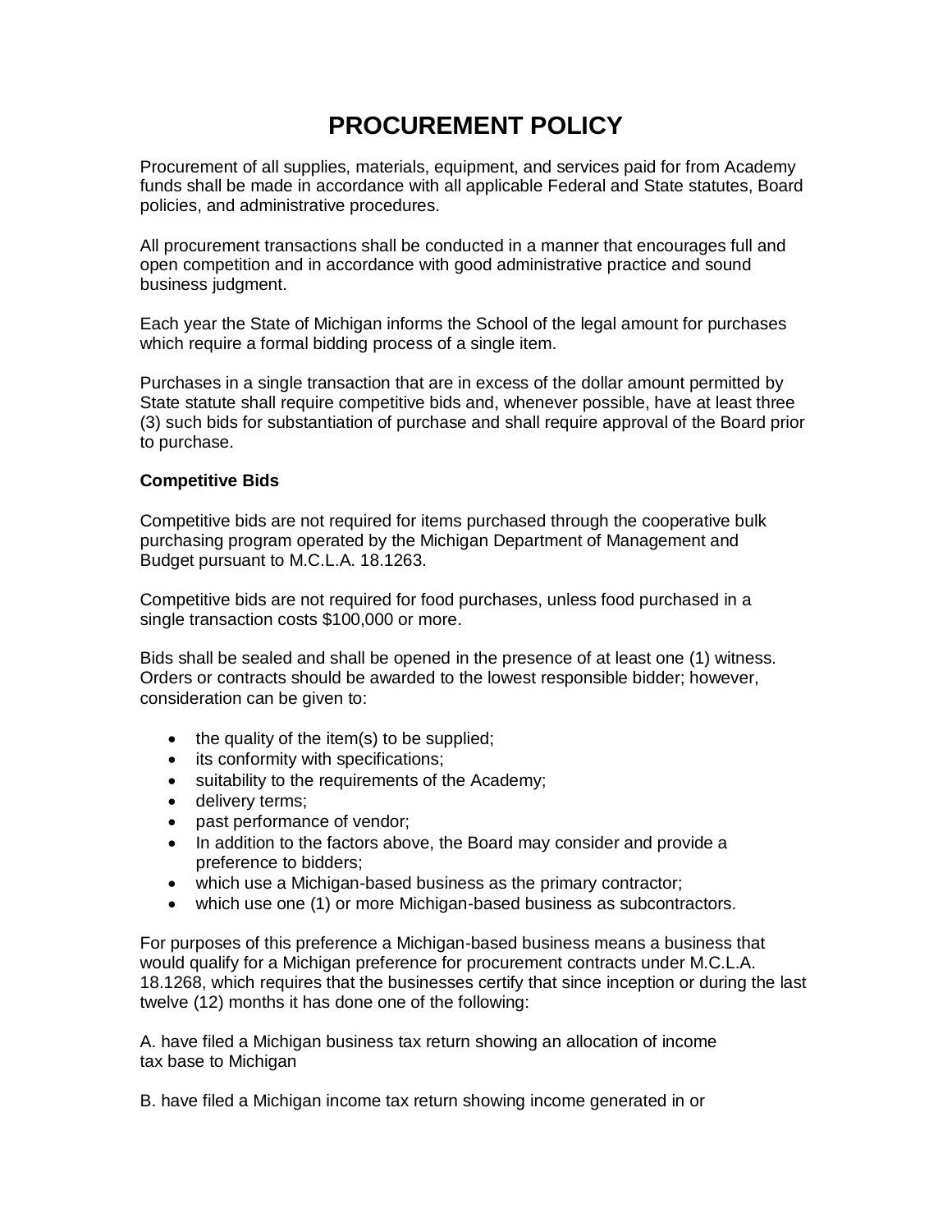# PROCUREMENT POLICY

Procurement of all supplies, materials, equipment, and services paid for from Academy funds shall be made in accordance with all applicable Federal and State statutes, Board policies, and administrative procedures.

All procurement transactions shall be conducted in a manner that encourages full and open competition and in accordance with good administrative practice and sound business judgment.

Each year the State of Michigan informs the School of the legal amount for purchases which require a formal bidding process of a single item.

Purchases in a single transaction that are in excess of the dollar amount permitted by State statute shall require competitive bids and, whenever possible, have at least three (3) such bids for substantiation of purchase and shall require approval of the Board prior to purchase.

**Competitive Bids**

Competitive bids are not required for items purchased through the cooperative bulk purchasing program operated by the Michigan Department of Management and Budget pursuant to M.C.L.A. 18.1263.

Competitive bids are not required for food purchases, unless food purchased in a single transaction costs $100,000 or more.

Bids shall be sealed and shall be opened in the presence of at least one (1) witness. Orders or contracts should be awarded to the lowest responsible bidder; however, consideration can be given to:

- the quality of the item(s) to be supplied;
- its conformity with specifications;
- suitability to the requirements of the Academy;
- delivery terms;
- past performance of vendor;
- In addition to the factors above, the Board may consider and provide a preference to bidders;
- which use a Michigan-based business as the primary contractor;
- which use one (1) or more Michigan-based business as subcontractors.

For purposes of this preference a Michigan-based business means a business that would qualify for a Michigan preference for procurement contracts under M.C.L.A. 18.1268, which requires that the businesses certify that since inception or during the last twelve (12) months it has done one of the following:

A. have filed a Michigan business tax return showing an allocation of income tax base to Michigan

B. have filed a Michigan income tax return showing income generated in or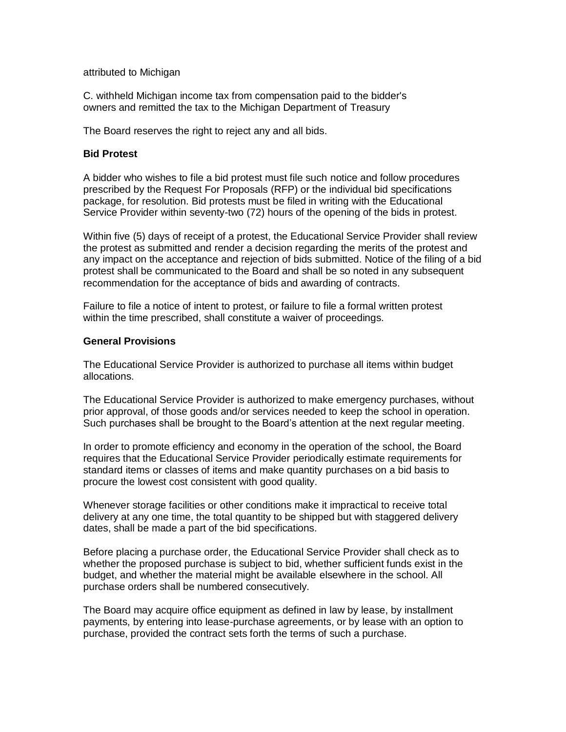attributed to Michigan

C. withheld Michigan income tax from compensation paid to the bidder's owners and remitted the tax to the Michigan Department of Treasury

The Board reserves the right to reject any and all bids.

**Bid Protest**

A bidder who wishes to file a bid protest must file such notice and follow procedures prescribed by the Request For Proposals (RFP) or the individual bid specifications package, for resolution. Bid protests must be filed in writing with the Educational Service Provider within seventy-two (72) hours of the opening of the bids in protest.

Within five (5) days of receipt of a protest, the Educational Service Provider shall review the protest as submitted and render a decision regarding the merits of the protest and any impact on the acceptance and rejection of bids submitted. Notice of the filing of a bid protest shall be communicated to the Board and shall be so noted in any subsequent recommendation for the acceptance of bids and awarding of contracts.

Failure to file a notice of intent to protest, or failure to file a formal written protest within the time prescribed, shall constitute a waiver of proceedings.

**General Provisions**

The Educational Service Provider is authorized to purchase all items within budget allocations.

The Educational Service Provider is authorized to make emergency purchases, without prior approval, of those goods and/or services needed to keep the school in operation. Such purchases shall be brought to the Board's attention at the next regular meeting.

In order to promote efficiency and economy in the operation of the school, the Board requires that the Educational Service Provider periodically estimate requirements for standard items or classes of items and make quantity purchases on a bid basis to procure the lowest cost consistent with good quality.

Whenever storage facilities or other conditions make it impractical to receive total delivery at any one time, the total quantity to be shipped but with staggered delivery dates, shall be made a part of the bid specifications.

Before placing a purchase order, the Educational Service Provider shall check as to whether the proposed purchase is subject to bid, whether sufficient funds exist in the budget, and whether the material might be available elsewhere in the school. All purchase orders shall be numbered consecutively.

The Board may acquire office equipment as defined in law by lease, by installment payments, by entering into lease-purchase agreements, or by lease with an option to purchase, provided the contract sets forth the terms of such a purchase.